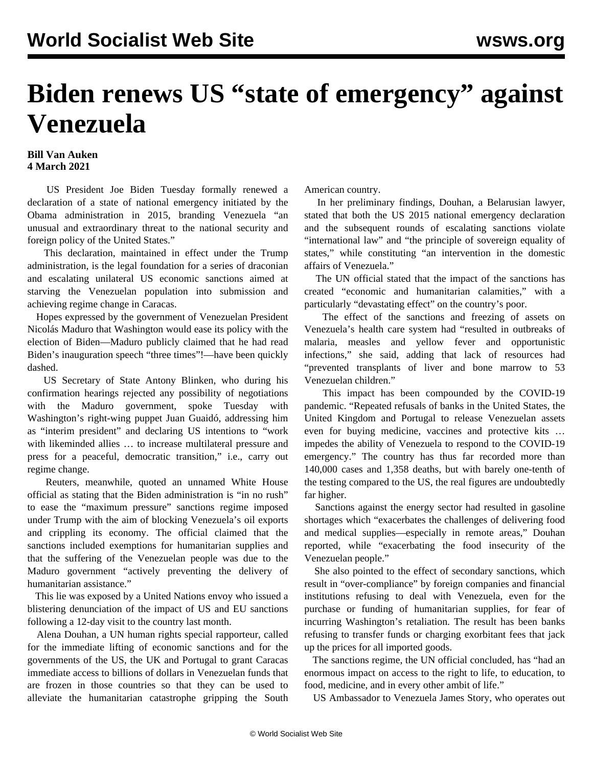# Biden renews US "state of emergency" against Venezuela

**Bill Van Auken**
**4 March 2021**

US President Joe Biden Tuesday formally renewed a declaration of a state of national emergency initiated by the Obama administration in 2015, branding Venezuela "an unusual and extraordinary threat to the national security and foreign policy of the United States."

This declaration, maintained in effect under the Trump administration, is the legal foundation for a series of draconian and escalating unilateral US economic sanctions aimed at starving the Venezuelan population into submission and achieving regime change in Caracas.

Hopes expressed by the government of Venezuelan President Nicolás Maduro that Washington would ease its policy with the election of Biden—Maduro publicly claimed that he had read Biden's inauguration speech "three times"!—have been quickly dashed.

US Secretary of State Antony Blinken, who during his confirmation hearings rejected any possibility of negotiations with the Maduro government, spoke Tuesday with Washington's right-wing puppet Juan Guaidó, addressing him as "interim president" and declaring US intentions to "work with likeminded allies … to increase multilateral pressure and press for a peaceful, democratic transition," i.e., carry out regime change.

Reuters, meanwhile, quoted an unnamed White House official as stating that the Biden administration is "in no rush" to ease the "maximum pressure" sanctions regime imposed under Trump with the aim of blocking Venezuela's oil exports and crippling its economy. The official claimed that the sanctions included exemptions for humanitarian supplies and that the suffering of the Venezuelan people was due to the Maduro government "actively preventing the delivery of humanitarian assistance."

This lie was exposed by a United Nations envoy who issued a blistering denunciation of the impact of US and EU sanctions following a 12-day visit to the country last month.

Alena Douhan, a UN human rights special rapporteur, called for the immediate lifting of economic sanctions and for the governments of the US, the UK and Portugal to grant Caracas immediate access to billions of dollars in Venezuelan funds that are frozen in those countries so that they can be used to alleviate the humanitarian catastrophe gripping the South American country.

In her preliminary findings, Douhan, a Belarusian lawyer, stated that both the US 2015 national emergency declaration and the subsequent rounds of escalating sanctions violate "international law" and "the principle of sovereign equality of states," while constituting "an intervention in the domestic affairs of Venezuela."

The UN official stated that the impact of the sanctions has created "economic and humanitarian calamities," with a particularly "devastating effect" on the country's poor.

The effect of the sanctions and freezing of assets on Venezuela's health care system had "resulted in outbreaks of malaria, measles and yellow fever and opportunistic infections," she said, adding that lack of resources had "prevented transplants of liver and bone marrow to 53 Venezuelan children."

This impact has been compounded by the COVID-19 pandemic. "Repeated refusals of banks in the United States, the United Kingdom and Portugal to release Venezuelan assets even for buying medicine, vaccines and protective kits … impedes the ability of Venezuela to respond to the COVID-19 emergency." The country has thus far recorded more than 140,000 cases and 1,358 deaths, but with barely one-tenth of the testing compared to the US, the real figures are undoubtedly far higher.

Sanctions against the energy sector had resulted in gasoline shortages which "exacerbates the challenges of delivering food and medical supplies—especially in remote areas," Douhan reported, while "exacerbating the food insecurity of the Venezuelan people."

She also pointed to the effect of secondary sanctions, which result in "over-compliance" by foreign companies and financial institutions refusing to deal with Venezuela, even for the purchase or funding of humanitarian supplies, for fear of incurring Washington's retaliation. The result has been banks refusing to transfer funds or charging exorbitant fees that jack up the prices for all imported goods.

The sanctions regime, the UN official concluded, has "had an enormous impact on access to the right to life, to education, to food, medicine, and in every other ambit of life."

US Ambassador to Venezuela James Story, who operates out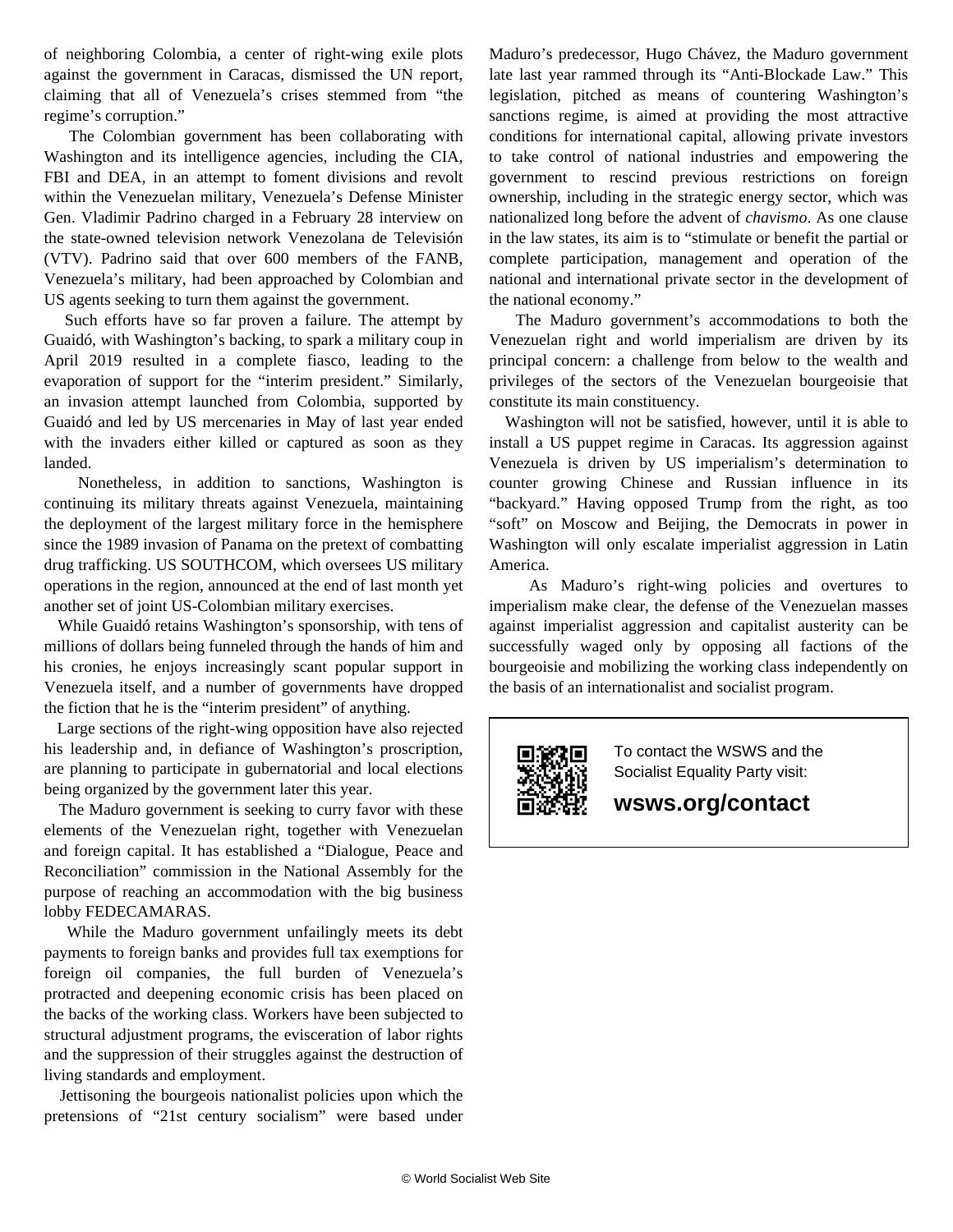of neighboring Colombia, a center of right-wing exile plots against the government in Caracas, dismissed the UN report, claiming that all of Venezuela's crises stemmed from "the regime's corruption."

The Colombian government has been collaborating with Washington and its intelligence agencies, including the CIA, FBI and DEA, in an attempt to foment divisions and revolt within the Venezuelan military, Venezuela's Defense Minister Gen. Vladimir Padrino charged in a February 28 interview on the state-owned television network Venezolana de Televisión (VTV). Padrino said that over 600 members of the FANB, Venezuela's military, had been approached by Colombian and US agents seeking to turn them against the government.

Such efforts have so far proven a failure. The attempt by Guaidó, with Washington's backing, to spark a military coup in April 2019 resulted in a complete fiasco, leading to the evaporation of support for the "interim president." Similarly, an invasion attempt launched from Colombia, supported by Guaidó and led by US mercenaries in May of last year ended with the invaders either killed or captured as soon as they landed.

Nonetheless, in addition to sanctions, Washington is continuing its military threats against Venezuela, maintaining the deployment of the largest military force in the hemisphere since the 1989 invasion of Panama on the pretext of combatting drug trafficking. US SOUTHCOM, which oversees US military operations in the region, announced at the end of last month yet another set of joint US-Colombian military exercises.

While Guaidó retains Washington's sponsorship, with tens of millions of dollars being funneled through the hands of him and his cronies, he enjoys increasingly scant popular support in Venezuela itself, and a number of governments have dropped the fiction that he is the "interim president" of anything.

Large sections of the right-wing opposition have also rejected his leadership and, in defiance of Washington's proscription, are planning to participate in gubernatorial and local elections being organized by the government later this year.

The Maduro government is seeking to curry favor with these elements of the Venezuelan right, together with Venezuelan and foreign capital. It has established a "Dialogue, Peace and Reconciliation" commission in the National Assembly for the purpose of reaching an accommodation with the big business lobby FEDECAMARAS.

While the Maduro government unfailingly meets its debt payments to foreign banks and provides full tax exemptions for foreign oil companies, the full burden of Venezuela's protracted and deepening economic crisis has been placed on the backs of the working class. Workers have been subjected to structural adjustment programs, the evisceration of labor rights and the suppression of their struggles against the destruction of living standards and employment.

Jettisoning the bourgeois nationalist policies upon which the pretensions of "21st century socialism" were based under Maduro's predecessor, Hugo Chávez, the Maduro government late last year rammed through its "Anti-Blockade Law." This legislation, pitched as means of countering Washington's sanctions regime, is aimed at providing the most attractive conditions for international capital, allowing private investors to take control of national industries and empowering the government to rescind previous restrictions on foreign ownership, including in the strategic energy sector, which was nationalized long before the advent of *chavismo*. As one clause in the law states, its aim is to "stimulate or benefit the partial or complete participation, management and operation of the national and international private sector in the development of the national economy."

The Maduro government's accommodations to both the Venezuelan right and world imperialism are driven by its principal concern: a challenge from below to the wealth and privileges of the sectors of the Venezuelan bourgeoisie that constitute its main constituency.

Washington will not be satisfied, however, until it is able to install a US puppet regime in Caracas. Its aggression against Venezuela is driven by US imperialism's determination to counter growing Chinese and Russian influence in its "backyard." Having opposed Trump from the right, as too "soft" on Moscow and Beijing, the Democrats in power in Washington will only escalate imperialist aggression in Latin America.

As Maduro's right-wing policies and overtures to imperialism make clear, the defense of the Venezuelan masses against imperialist aggression and capitalist austerity can be successfully waged only by opposing all factions of the bourgeoisie and mobilizing the working class independently on the basis of an internationalist and socialist program.

To contact the WSWS and the Socialist Equality Party visit:

**wsws.org/contact**